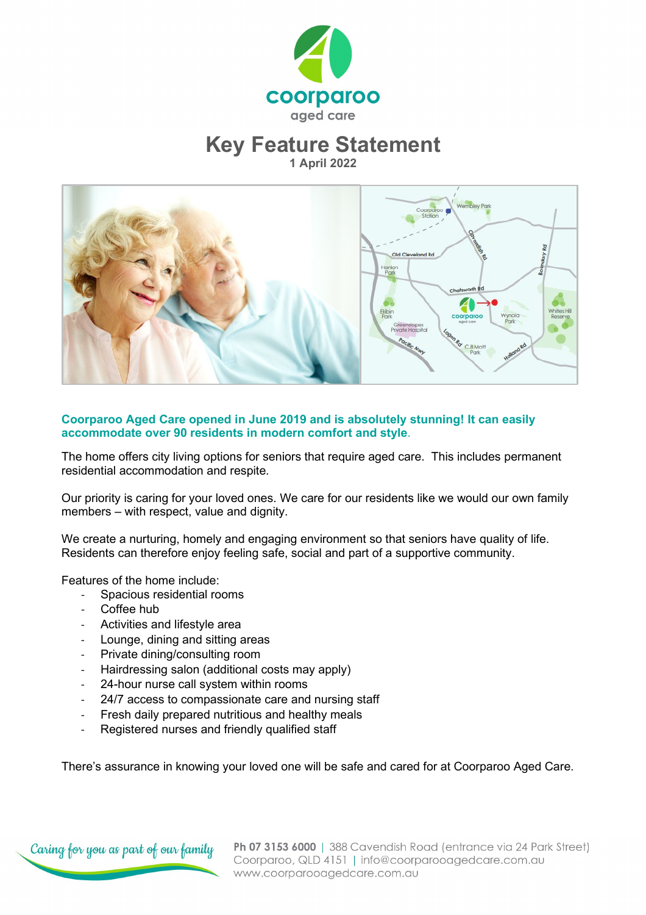coorparoo
aged care

# Key Feature Statement

**1 April 2022**

**Coorparoo Aged Care opened in June 2019 and is absolutely stunning! It can easily accommodate over 90 residents in modern comfort and style.**

The home offers city living options for seniors that require aged care. This includes permanent residential accommodation and respite.

Our priority is caring for your loved ones. We care for our residents like we would our own family members – with respect, value and dignity.

We create a nurturing, homely and engaging environment so that seniors have quality of life. Residents can therefore enjoy feeling safe, social and part of a supportive community.

Features of the home include:

- Spacious residential rooms
- Coffee hub
- Activities and lifestyle area
- Lounge, dining and sitting areas
- Private dining/consulting room
- Hairdressing salon (additional costs may apply)
- 24-hour nurse call system within rooms
- 24/7 access to compassionate care and nursing staff
- Fresh daily prepared nutritious and healthy meals
- Registered nurses and friendly qualified staff

There's assurance in knowing your loved one will be safe and cared for at Coorparoo Aged Care.

*Caring for you as part of our family*

**Ph 07 3153 6000** | 388 Cavendish Road (entrance via 24 Park Street) Coorparoo, QLD 4151 | info@coorparooagedcare.com.au www.coorparooagedcare.com.au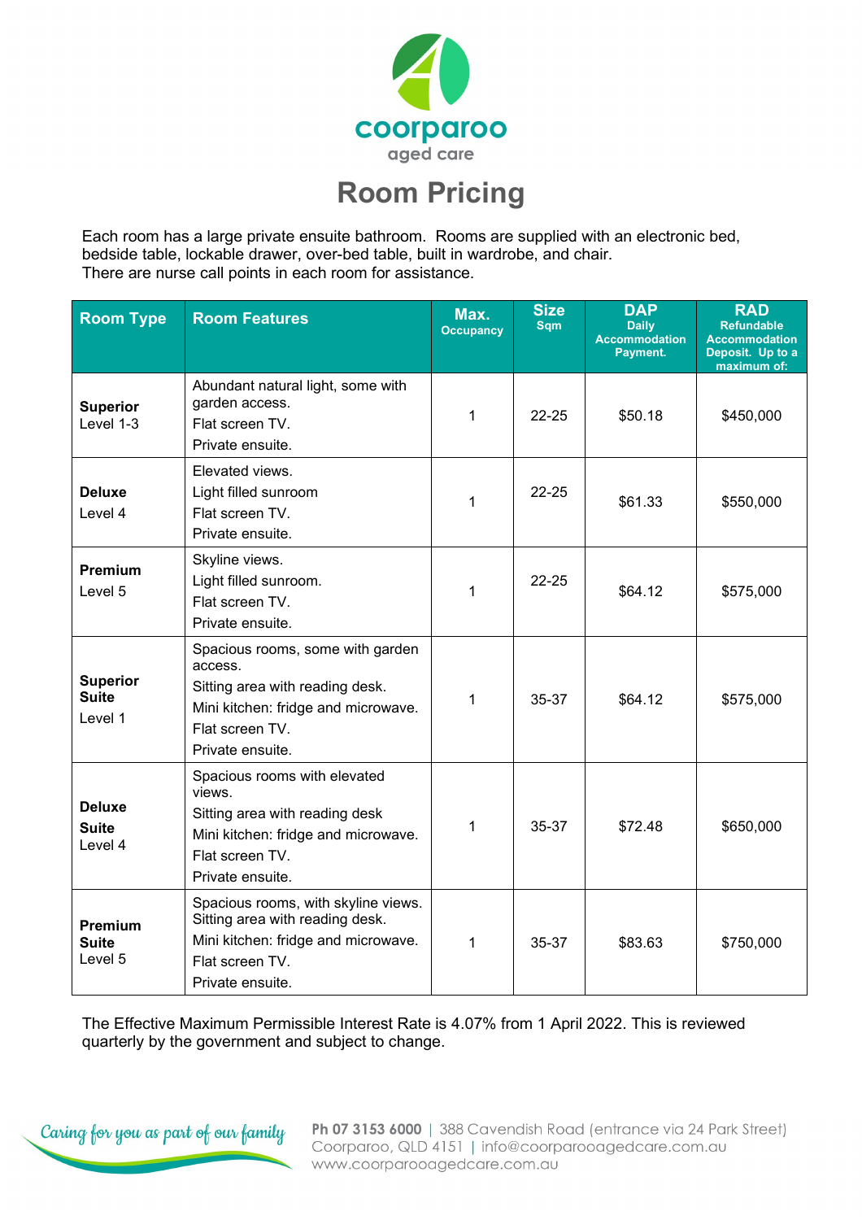coorparoo
aged care

# Room Pricing

Each room has a large private ensuite bathroom. Rooms are supplied with an electronic bed, bedside table, lockable drawer, over-bed table, built in wardrobe, and chair.
There are nurse call points in each room for assistance.

| Room Type | Room Features | Max. Occupancy | Size Sqm | DAP Daily Accommodation Payment. | RAD Refundable Accommodation Deposit. Up to a maximum of: |
|---|---|---|---|---|---|
| **Superior** Level 1-3 | Abundant natural light, some with garden access.<br>Flat screen TV.<br>Private ensuite. | 1 | 22-25 | $50.18 | $450,000 |
| **Deluxe** Level 4 | Elevated views.<br>Light filled sunroom<br>Flat screen TV.<br>Private ensuite. | 1 | 22-25 | $61.33 | $550,000 |
| **Premium** Level 5 | Skyline views.<br>Light filled sunroom.<br>Flat screen TV.<br>Private ensuite. | 1 | 22-25 | $64.12 | $575,000 |
| **Superior Suite** Level 1 | Spacious rooms, some with garden access.<br>Sitting area with reading desk.<br>Mini kitchen: fridge and microwave.<br>Flat screen TV.<br>Private ensuite. | 1 | 35-37 | $64.12 | $575,000 |
| **Deluxe Suite** Level 4 | Spacious rooms with elevated views.<br>Sitting area with reading desk<br>Mini kitchen: fridge and microwave.<br>Flat screen TV.<br>Private ensuite. | 1 | 35-37 | $72.48 | $650,000 |
| **Premium Suite** Level 5 | Spacious rooms, with skyline views.<br>Sitting area with reading desk.<br>Mini kitchen: fridge and microwave.<br>Flat screen TV.<br>Private ensuite. | 1 | 35-37 | $83.63 | $750,000 |

The Effective Maximum Permissible Interest Rate is 4.07% from 1 April 2022. This is reviewed quarterly by the government and subject to change.

*Caring for you as part of our family*

**Ph 07 3153 6000** | 388 Cavendish Road (entrance via 24 Park Street) Coorparoo, QLD 4151 | info@coorparooagedcare.com.au
www.coorparooagedcare.com.au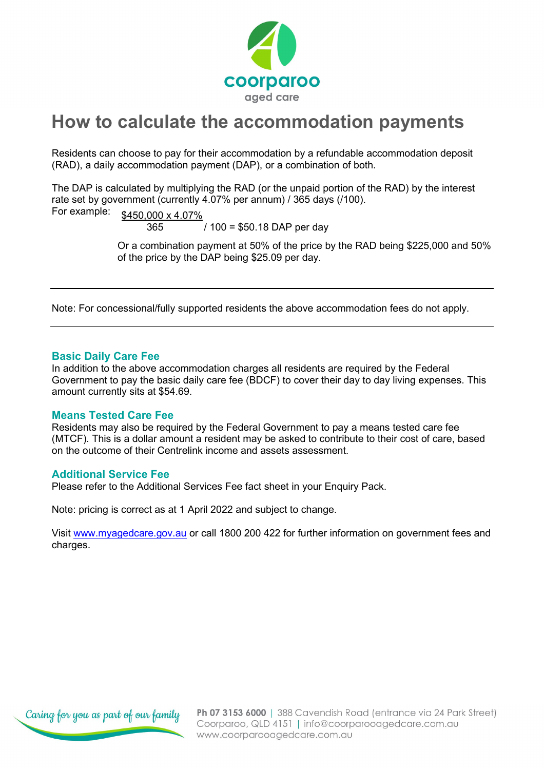# How to calculate the accommodation payments

Residents can choose to pay for their accommodation by a refundable accommodation deposit (RAD), a daily accommodation payment (DAP), or a combination of both.

The DAP is calculated by multiplying the RAD (or the unpaid portion of the RAD) by the interest rate set by government (currently 4.07% per annum) / 365 days (/100).

For example:

$$\frac{\$450{,}000 \times 4.07\%}{365} / 100 = \$50.18 \text{ DAP per day}$$

Or a combination payment at 50% of the price by the RAD being $225,000 and 50% of the price by the DAP being $25.09 per day.

---

Note: For concessional/fully supported residents the above accommodation fees do not apply.

---

### Basic Daily Care Fee

In addition to the above accommodation charges all residents are required by the Federal Government to pay the basic daily care fee (BDCF) to cover their day to day living expenses. This amount currently sits at $54.69.

### Means Tested Care Fee

Residents may also be required by the Federal Government to pay a means tested care fee (MTCF). This is a dollar amount a resident may be asked to contribute to their cost of care, based on the outcome of their Centrelink income and assets assessment.

### Additional Service Fee

Please refer to the Additional Services Fee fact sheet in your Enquiry Pack.

Note: pricing is correct as at 1 April 2022 and subject to change.

Visit www.myagedcare.gov.au or call 1800 200 422 for further information on government fees and charges.